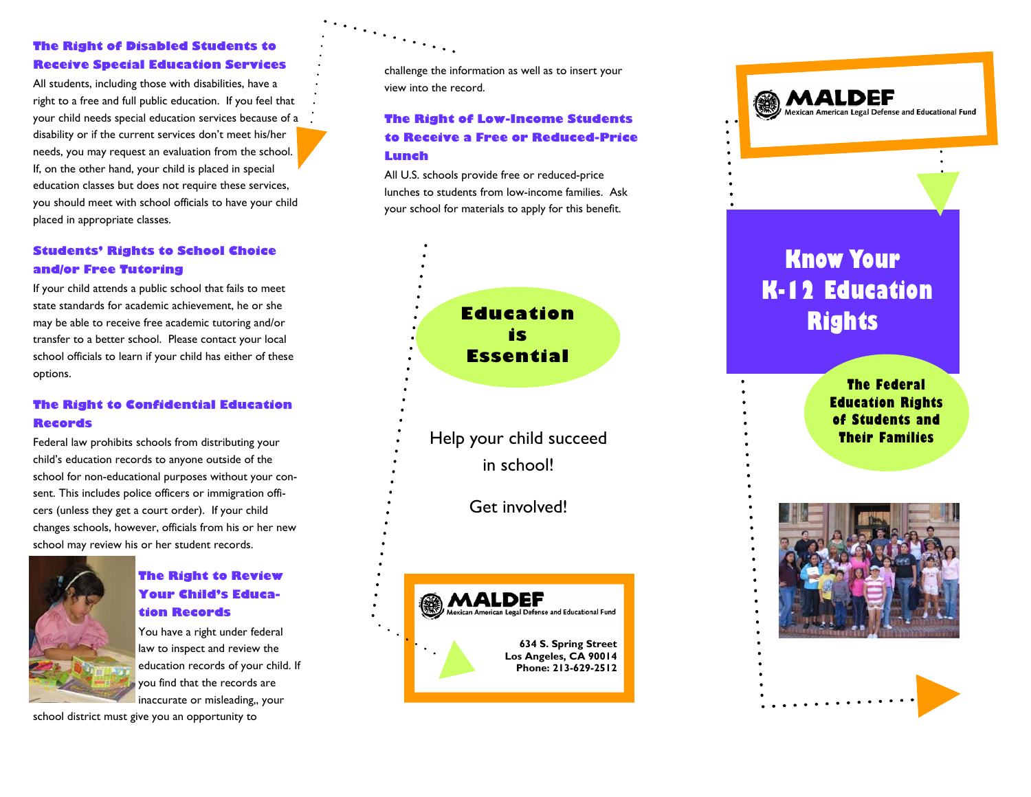### The Right of Disabled Students to Receive Special Education Services

All students, including those with disabilities, have a right to a free and full public education. If you feel that your child needs special education services because of a disability or if the current services don't meet his/her needs, you may request an evaluation from the school. If, on the other hand, your child is placed in special education classes but does not require these services, you should meet with school officials to have your child placed in appropriate classes.

### Students' Rights to School Choice and/or Free Tutoring

If your child attends a public school that fails to meet state standards for academic achievement, he or she may be able to receive free academic tutoring and/or transfer to a better school. Please contact your local school officials to learn if your child has either of these options.

### The Right to Confidential Education Records

Federal law prohibits schools from distributing your child's education records to anyone outside of the school for non-educational purposes without your consent. This includes police officers or immigration officers (unless they get a court order). If your child changes schools, however, officials from his or her new school may review his or her student records.

### The Right to Review Your Child's Education Records

You have a right under federal law to inspect and review the education records of your child. If you find that the records are inaccurate or misleading,, your school district must give you an opportunity to challenge the information as well as to insert your view into the record.

### The Right of Low-Income Students to Receive a Free or Reduced-Price Lunch

All U.S. schools provide free or reduced-price lunches to students from low-income families. Ask your school for materials to apply for this benefit.

**Education is Essential**

Help your child succeed in school!

Get involved!

**MALDEF**
Mexican American Legal Defense and Educational Fund

**634 S. Spring Street**
**Los Angeles, CA 90014**
**Phone: 213-629-2512**

**MALDEF**
Mexican American Legal Defense and Educational Fund

# Know Your K-12 Education Rights

## The Federal Education Rights of Students and Their Families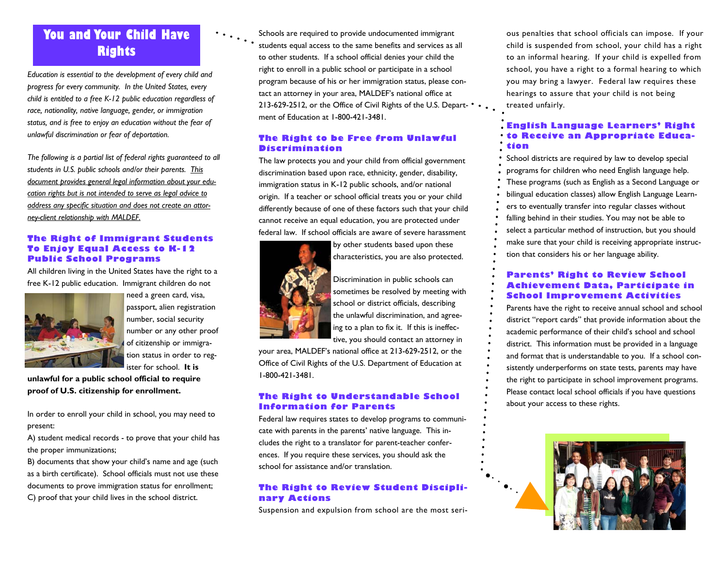# You and Your Child Have Rights

*Education is essential to the development of every child and progress for every community. In the United States, every child is entitled to a free K-12 public education regardless of race, nationality, native language, gender, or immigration status, and is free to enjoy an education without the fear of unlawful discrimination or fear of deportation.*

*The following is a partial list of federal rights guaranteed to all students in U.S. public schools and/or their parents. This document provides general legal information about your education rights but is not intended to serve as legal advice to address any specific situation and does not create an attorney-client relationship with MALDEF.*

## The Right of Immigrant Students To Enjoy Equal Access to K-12 Public School Programs

All children living in the United States have the right to a free K-12 public education. Immigrant children do not need a green card, visa, passport, alien registration number, social security number or any other proof of citizenship or immigration status in order to register for school. **It is unlawful for a public school official to require proof of U.S. citizenship for enrollment.**

In order to enroll your child in school, you may need to present:

A) student medical records - to prove that your child has the proper immunizations;

B) documents that show your child's name and age (such as a birth certificate). School officials must not use these documents to prove immigration status for enrollment;

C) proof that your child lives in the school district.

Schools are required to provide undocumented immigrant students equal access to the same benefits and services as all to other students. If a school official denies your child the right to enroll in a public school or participate in a school program because of his or her immigration status, please contact an attorney in your area, MALDEF's national office at 213-629-2512, or the Office of Civil Rights of the U.S. Department of Education at 1-800-421-3481.

## The Right to be Free from Unlawful Discrimination

The law protects you and your child from official government discrimination based upon race, ethnicity, gender, disability, immigration status in K-12 public schools, and/or national origin. If a teacher or school official treats you or your child differently because of one of these factors such that your child cannot receive an equal education, you are protected under federal law. If school officials are aware of severe harassment by other students based upon these characteristics, you are also protected.

Discrimination in public schools can sometimes be resolved by meeting with school or district officials, describing the unlawful discrimination, and agreeing to a plan to fix it. If this is ineffective, you should contact an attorney in your area, MALDEF's national office at 213-629-2512, or the Office of Civil Rights of the U.S. Department of Education at 1-800-421-3481.

## The Right to Understandable School Information for Parents

Federal law requires states to develop programs to communicate with parents in the parents' native language. This includes the right to a translator for parent-teacher conferences. If you require these services, you should ask the school for assistance and/or translation.

## The Right to Review Student Disciplinary Actions

Suspension and expulsion from school are the most serious penalties that school officials can impose. If your child is suspended from school, your child has a right to an informal hearing. If your child is expelled from school, you have a right to a formal hearing to which you may bring a lawyer. Federal law requires these hearings to assure that your child is not being treated unfairly.

## English Language Learners' Right to Receive an Appropriate Education

School districts are required by law to develop special programs for children who need English language help. These programs (such as English as a Second Language or bilingual education classes) allow English Language Learners to eventually transfer into regular classes without falling behind in their studies. You may not be able to select a particular method of instruction, but you should make sure that your child is receiving appropriate instruction that considers his or her language ability.

## Parents' Right to Review School Achievement Data, Participate in School Improvement Activities

Parents have the right to receive annual school and school district "report cards" that provide information about the academic performance of their child's school and school district. This information must be provided in a language and format that is understandable to you. If a school consistently underperforms on state tests, parents may have the right to participate in school improvement programs. Please contact local school officials if you have questions about your access to these rights.